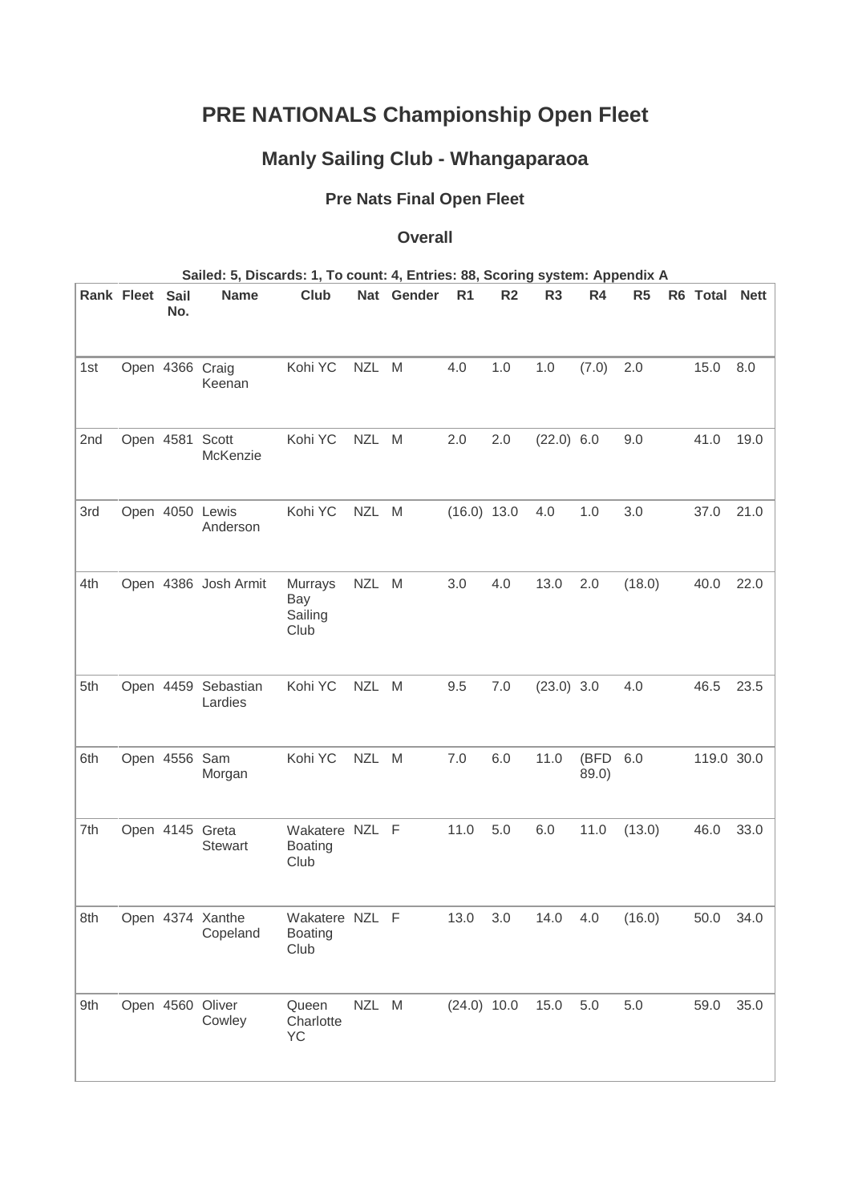# PRE NATIONALS Championship Open Fleet

## Manly Sailing Club - Whangaparaoa

### Pre Nats Final Open Fleet

#### Overall

**Sailed: 5, Discards: 1, To count: 4, Entries: 88, Scoring system: Appendix A**

| Rank | Fleet | Sail No. | Name | Club | Nat | Gender | R1 | R2 | R3 | R4 | R5 | R6 | Total | Nett |
|---|---|---|---|---|---|---|---|---|---|---|---|---|---|---|
| 1st | Open | 4366 | Craig Keenan | Kohi YC | NZL | M | 4.0 | 1.0 | 1.0 | (7.0) | 2.0 | | 15.0 | 8.0 |
| 2nd | Open | 4581 | Scott McKenzie | Kohi YC | NZL | M | 2.0 | 2.0 | (22.0) | 6.0 | 9.0 | | 41.0 | 19.0 |
| 3rd | Open | 4050 | Lewis Anderson | Kohi YC | NZL | M | (16.0) | 13.0 | 4.0 | 1.0 | 3.0 | | 37.0 | 21.0 |
| 4th | Open | 4386 | Josh Armit | Murrays Bay Sailing Club | NZL | M | 3.0 | 4.0 | 13.0 | 2.0 | (18.0) | | 40.0 | 22.0 |
| 5th | Open | 4459 | Sebastian Lardies | Kohi YC | NZL | M | 9.5 | 7.0 | (23.0) | 3.0 | 4.0 | | 46.5 | 23.5 |
| 6th | Open | 4556 | Sam Morgan | Kohi YC | NZL | M | 7.0 | 6.0 | 11.0 | (BFD 89.0) | 6.0 | | 119.0 | 30.0 |
| 7th | Open | 4145 | Greta Stewart | Wakatere Boating Club | NZL | F | 11.0 | 5.0 | 6.0 | 11.0 | (13.0) | | 46.0 | 33.0 |
| 8th | Open | 4374 | Xanthe Copeland | Wakatere Boating Club | NZL | F | 13.0 | 3.0 | 14.0 | 4.0 | (16.0) | | 50.0 | 34.0 |
| 9th | Open | 4560 | Oliver Cowley | Queen Charlotte YC | NZL | M | (24.0) | 10.0 | 15.0 | 5.0 | 5.0 | | 59.0 | 35.0 |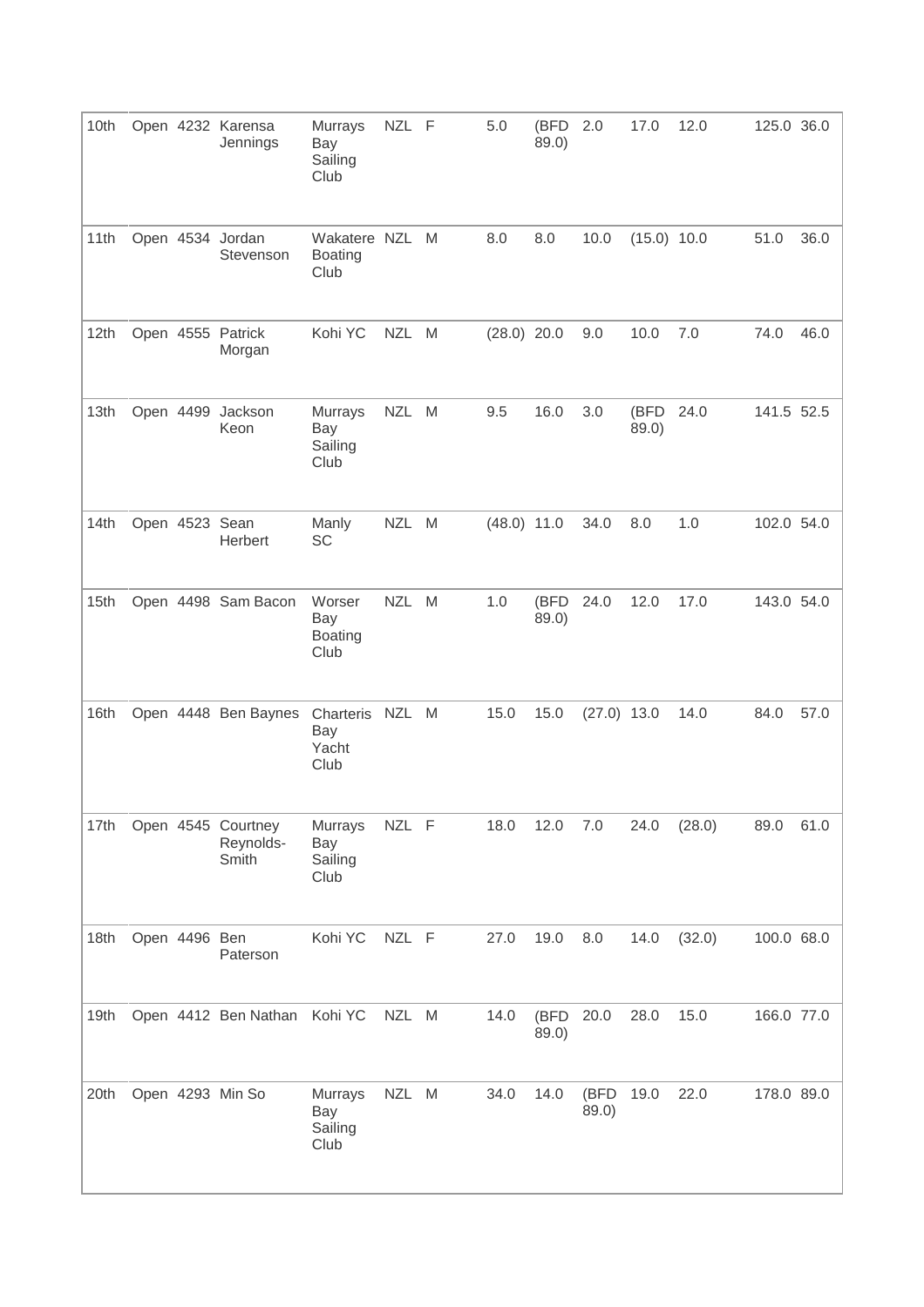| 10th | Open | 4232 | Karensa Jennings | Murrays Bay Sailing Club | NZL | F | 5.0 | (BFD 89.0) | 2.0 | 17.0 | 12.0 | 125.0 | 36.0 |
|---|---|---|---|---|---|---|---|---|---|---|---|---|---|
| 11th | Open | 4534 | Jordan Stevenson | Wakatere Boating Club | NZL | M | 8.0 | 8.0 | 10.0 | (15.0) | 10.0 | 51.0 | 36.0 |
| 12th | Open | 4555 | Patrick Morgan | Kohi YC | NZL | M | (28.0) | 20.0 | 9.0 | 10.0 | 7.0 | 74.0 | 46.0 |
| 13th | Open | 4499 | Jackson Keon | Murrays Bay Sailing Club | NZL | M | 9.5 | 16.0 | 3.0 | (BFD 89.0) | 24.0 | 141.5 | 52.5 |
| 14th | Open | 4523 | Sean Herbert | Manly SC | NZL | M | (48.0) | 11.0 | 34.0 | 8.0 | 1.0 | 102.0 | 54.0 |
| 15th | Open | 4498 | Sam Bacon | Worser Bay Boating Club | NZL | M | 1.0 | (BFD 89.0) | 24.0 | 12.0 | 17.0 | 143.0 | 54.0 |
| 16th | Open | 4448 | Ben Baynes | Charteris Bay Yacht Club | NZL | M | 15.0 | 15.0 | (27.0) | 13.0 | 14.0 | 84.0 | 57.0 |
| 17th | Open | 4545 | Courtney Reynolds-Smith | Murrays Bay Sailing Club | NZL | F | 18.0 | 12.0 | 7.0 | 24.0 | (28.0) | 89.0 | 61.0 |
| 18th | Open | 4496 | Ben Paterson | Kohi YC | NZL | F | 27.0 | 19.0 | 8.0 | 14.0 | (32.0) | 100.0 | 68.0 |
| 19th | Open | 4412 | Ben Nathan | Kohi YC | NZL | M | 14.0 | (BFD 89.0) | 20.0 | 28.0 | 15.0 | 166.0 | 77.0 |
| 20th | Open | 4293 | Min So | Murrays Bay Sailing Club | NZL | M | 34.0 | 14.0 | (BFD 89.0) | 19.0 | 22.0 | 178.0 | 89.0 |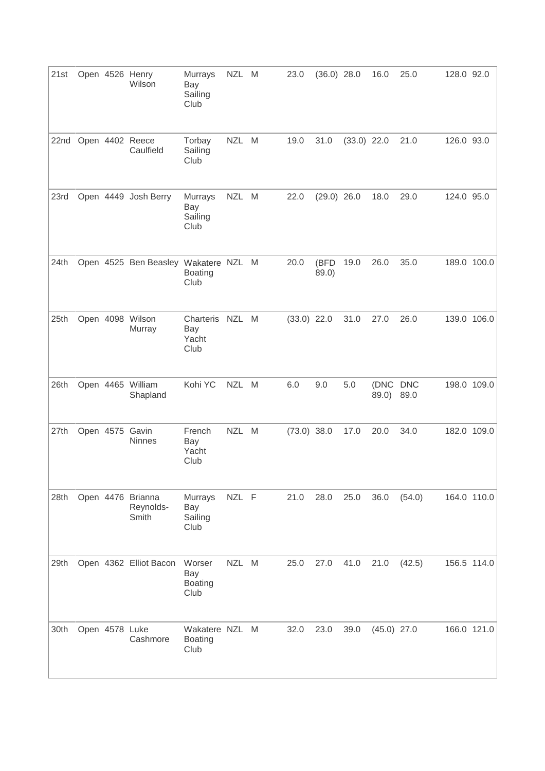| | | | | | | | | | | | | | | |
|---|---|---|---|---|---|---|---|---|---|---|---|---|---|---|
| 21st | Open | 4526 | Henry Wilson | Murrays Bay Sailing Club | NZL | M | 23.0 | (36.0) | 28.0 | 16.0 | 25.0 | 128.0 | 92.0 |
| 22nd | Open | 4402 | Reece Caulfield | Torbay Sailing Club | NZL | M | 19.0 | 31.0 | (33.0) | 22.0 | 21.0 | 126.0 | 93.0 |
| 23rd | Open | 4449 | Josh Berry | Murrays Bay Sailing Club | NZL | M | 22.0 | (29.0) | 26.0 | 18.0 | 29.0 | 124.0 | 95.0 |
| 24th | Open | 4525 | Ben Beasley | Wakatere Boating Club | NZL | M | 20.0 | (BFD 89.0) | 19.0 | 26.0 | 35.0 | 189.0 | 100.0 |
| 25th | Open | 4098 | Wilson Murray | Charteris Bay Yacht Club | NZL | M | (33.0) | 22.0 | 31.0 | 27.0 | 26.0 | 139.0 | 106.0 |
| 26th | Open | 4465 | William Shapland | Kohi YC | NZL | M | 6.0 | 9.0 | 5.0 | (DNC 89.0) | DNC 89.0 | 198.0 | 109.0 |
| 27th | Open | 4575 | Gavin Ninnes | French Bay Yacht Club | NZL | M | (73.0) | 38.0 | 17.0 | 20.0 | 34.0 | 182.0 | 109.0 |
| 28th | Open | 4476 | Brianna Reynolds-Smith | Murrays Bay Sailing Club | NZL | F | 21.0 | 28.0 | 25.0 | 36.0 | (54.0) | 164.0 | 110.0 |
| 29th | Open | 4362 | Elliot Bacon | Worser Bay Boating Club | NZL | M | 25.0 | 27.0 | 41.0 | 21.0 | (42.5) | 156.5 | 114.0 |
| 30th | Open | 4578 | Luke Cashmore | Wakatere Boating Club | NZL | M | 32.0 | 23.0 | 39.0 | (45.0) | 27.0 | 166.0 | 121.0 |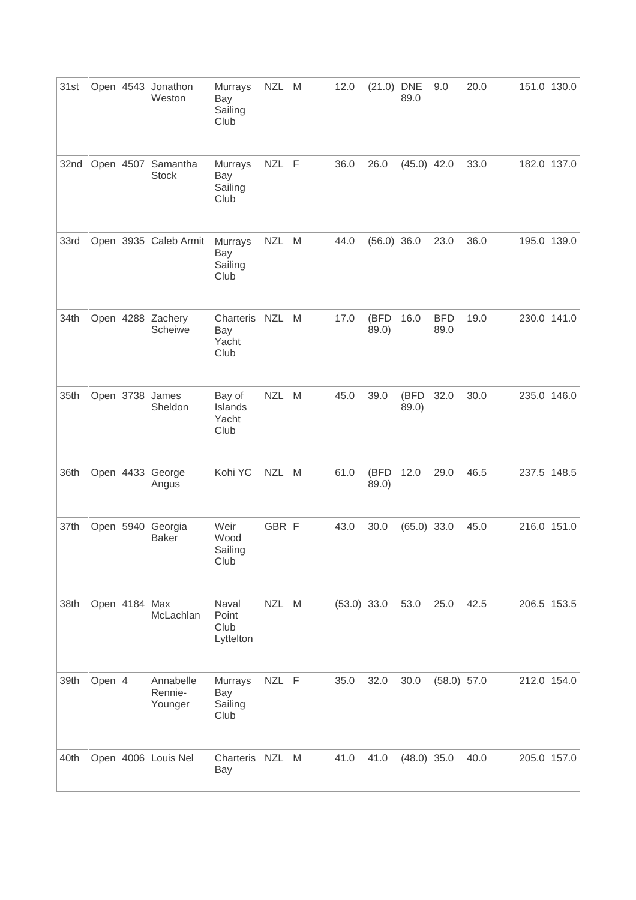| 31st | Open | 4543 | Jonathon Weston | Murrays Bay Sailing Club | NZL | M | 12.0 | (21.0) | DNE 89.0 | 9.0 | 20.0 | 151.0 | 130.0 |
|---|---|---|---|---|---|---|---|---|---|---|---|---|---|
| 32nd | Open | 4507 | Samantha Stock | Murrays Bay Sailing Club | NZL | F | 36.0 | 26.0 | (45.0) | 42.0 | 33.0 | 182.0 | 137.0 |
| 33rd | Open | 3935 | Caleb Armit | Murrays Bay Sailing Club | NZL | M | 44.0 | (56.0) | 36.0 | 23.0 | 36.0 | 195.0 | 139.0 |
| 34th | Open | 4288 | Zachery Scheiwe | Charteris Bay Yacht Club | NZL | M | 17.0 | (BFD 89.0) | 16.0 | BFD 89.0 | 19.0 | 230.0 | 141.0 |
| 35th | Open | 3738 | James Sheldon | Bay of Islands Yacht Club | NZL | M | 45.0 | 39.0 | (BFD 89.0) | 32.0 | 30.0 | 235.0 | 146.0 |
| 36th | Open | 4433 | George Angus | Kohi YC | NZL | M | 61.0 | (BFD 89.0) | 12.0 | 29.0 | 46.5 | 237.5 | 148.5 |
| 37th | Open | 5940 | Georgia Baker | Weir Wood Sailing Club | GBR | F | 43.0 | 30.0 | (65.0) | 33.0 | 45.0 | 216.0 | 151.0 |
| 38th | Open | 4184 | Max McLachlan | Naval Point Club Lyttelton | NZL | M | (53.0) | 33.0 | 53.0 | 25.0 | 42.5 | 206.5 | 153.5 |
| 39th | Open | 4 | Annabelle Rennie-Younger | Murrays Bay Sailing Club | NZL | F | 35.0 | 32.0 | 30.0 | (58.0) | 57.0 | 212.0 | 154.0 |
| 40th | Open | 4006 | Louis Nel | Charteris Bay | NZL | M | 41.0 | 41.0 | (48.0) | 35.0 | 40.0 | 205.0 | 157.0 |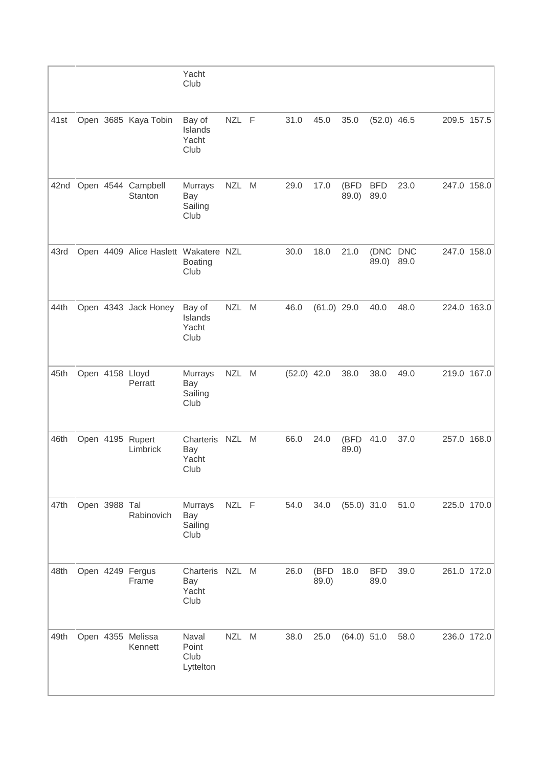| | | | | Yacht Club | | | | | | | | | |
|---|---|---|---|---|---|---|---|---|---|---|---|---|---|
| 41st | Open | 3685 | Kaya Tobin | Bay of Islands Yacht Club | NZL | F | 31.0 | 45.0 | 35.0 | (52.0) | 46.5 | 209.5 | 157.5 |
| 42nd | Open | 4544 | Campbell Stanton | Murrays Bay Sailing Club | NZL | M | 29.0 | 17.0 | (BFD 89.0) | BFD 89.0 | 23.0 | 247.0 | 158.0 |
| 43rd | Open | 4409 | Alice Haslett | Wakatere Boating Club | NZL | | 30.0 | 18.0 | 21.0 | (DNC 89.0) | DNC 89.0 | 247.0 | 158.0 |
| 44th | Open | 4343 | Jack Honey | Bay of Islands Yacht Club | NZL | M | 46.0 | (61.0) | 29.0 | 40.0 | 48.0 | 224.0 | 163.0 |
| 45th | Open | 4158 | Lloyd Perratt | Murrays Bay Sailing Club | NZL | M | (52.0) | 42.0 | 38.0 | 38.0 | 49.0 | 219.0 | 167.0 |
| 46th | Open | 4195 | Rupert Limbrick | Charteris Bay Yacht Club | NZL | M | 66.0 | 24.0 | (BFD 89.0) | 41.0 | 37.0 | 257.0 | 168.0 |
| 47th | Open | 3988 | Tal Rabinovich | Murrays Bay Sailing Club | NZL | F | 54.0 | 34.0 | (55.0) | 31.0 | 51.0 | 225.0 | 170.0 |
| 48th | Open | 4249 | Fergus Frame | Charteris Bay Yacht Club | NZL | M | 26.0 | (BFD 89.0) | 18.0 | BFD 89.0 | 39.0 | 261.0 | 172.0 |
| 49th | Open | 4355 | Melissa Kennett | Naval Point Club Lyttelton | NZL | M | 38.0 | 25.0 | (64.0) | 51.0 | 58.0 | 236.0 | 172.0 |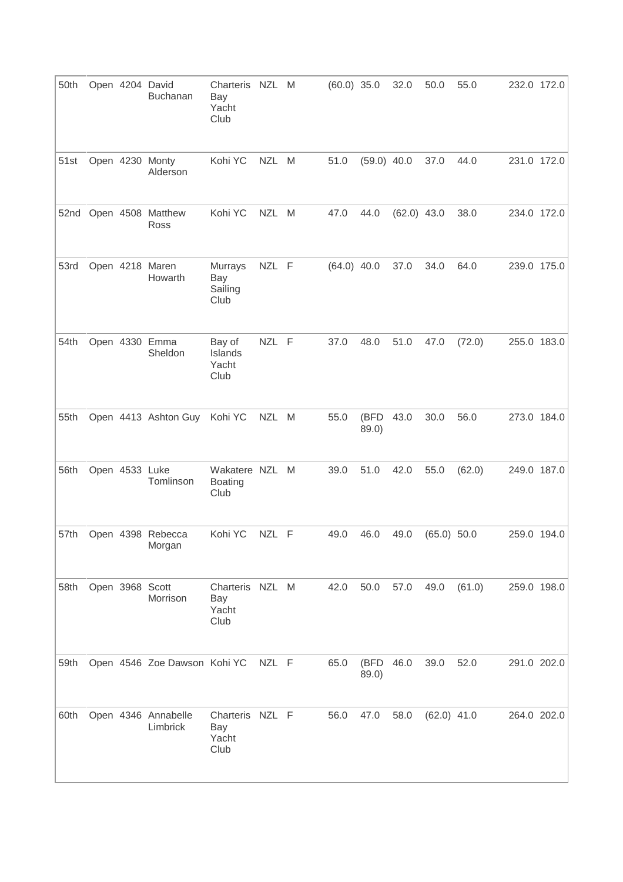| 50th | Open | 4204 | David Buchanan | Charteris Bay Yacht Club | NZL | M | (60.0) | 35.0 | 32.0 | 50.0 | 55.0 | 232.0 | 172.0 |
|---|---|---|---|---|---|---|---|---|---|---|---|---|---|
| 51st | Open | 4230 | Monty Alderson | Kohi YC | NZL | M | 51.0 | (59.0) | 40.0 | 37.0 | 44.0 | 231.0 | 172.0 |
| 52nd | Open | 4508 | Matthew Ross | Kohi YC | NZL | M | 47.0 | 44.0 | (62.0) | 43.0 | 38.0 | 234.0 | 172.0 |
| 53rd | Open | 4218 | Maren Howarth | Murrays Bay Sailing Club | NZL | F | (64.0) | 40.0 | 37.0 | 34.0 | 64.0 | 239.0 | 175.0 |
| 54th | Open | 4330 | Emma Sheldon | Bay of Islands Yacht Club | NZL | F | 37.0 | 48.0 | 51.0 | 47.0 | (72.0) | 255.0 | 183.0 |
| 55th | Open | 4413 | Ashton Guy | Kohi YC | NZL | M | 55.0 | (BFD 89.0) | 43.0 | 30.0 | 56.0 | 273.0 | 184.0 |
| 56th | Open | 4533 | Luke Tomlinson | Wakatere Boating Club | NZL | M | 39.0 | 51.0 | 42.0 | 55.0 | (62.0) | 249.0 | 187.0 |
| 57th | Open | 4398 | Rebecca Morgan | Kohi YC | NZL | F | 49.0 | 46.0 | 49.0 | (65.0) | 50.0 | 259.0 | 194.0 |
| 58th | Open | 3968 | Scott Morrison | Charteris Bay Yacht Club | NZL | M | 42.0 | 50.0 | 57.0 | 49.0 | (61.0) | 259.0 | 198.0 |
| 59th | Open | 4546 | Zoe Dawson | Kohi YC | NZL | F | 65.0 | (BFD 89.0) | 46.0 | 39.0 | 52.0 | 291.0 | 202.0 |
| 60th | Open | 4346 | Annabelle Limbrick | Charteris Bay Yacht Club | NZL | F | 56.0 | 47.0 | 58.0 | (62.0) | 41.0 | 264.0 | 202.0 |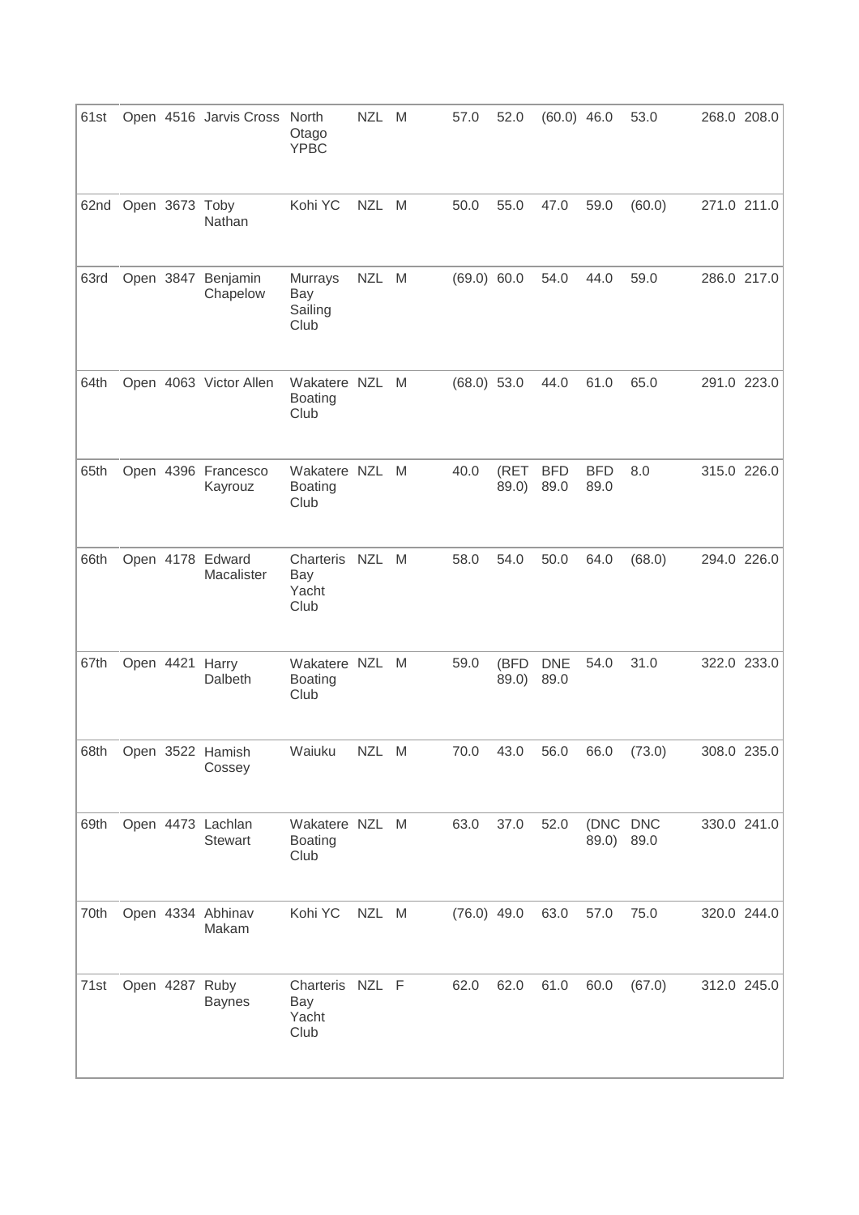| | | | | | | | | | | | | | |
|---|---|---|---|---|---|---|---|---|---|---|---|---|---|
| 61st | Open | 4516 | Jarvis Cross | North Otago YPBC | NZL | M | 57.0 | 52.0 | (60.0) | 46.0 | 53.0 | 268.0 | 208.0 |
| 62nd | Open | 3673 | Toby Nathan | Kohi YC | NZL | M | 50.0 | 55.0 | 47.0 | 59.0 | (60.0) | 271.0 | 211.0 |
| 63rd | Open | 3847 | Benjamin Chapelow | Murrays Bay Sailing Club | NZL | M | (69.0) | 60.0 | 54.0 | 44.0 | 59.0 | 286.0 | 217.0 |
| 64th | Open | 4063 | Victor Allen | Wakatere Boating Club | NZL | M | (68.0) | 53.0 | 44.0 | 61.0 | 65.0 | 291.0 | 223.0 |
| 65th | Open | 4396 | Francesco Kayrouz | Wakatere Boating Club | NZL | M | 40.0 | (RET 89.0) | BFD 89.0 | BFD 89.0 | 8.0 | 315.0 | 226.0 |
| 66th | Open | 4178 | Edward Macalister | Charteris Bay Yacht Club | NZL | M | 58.0 | 54.0 | 50.0 | 64.0 | (68.0) | 294.0 | 226.0 |
| 67th | Open | 4421 | Harry Dalbeth | Wakatere Boating Club | NZL | M | 59.0 | (BFD 89.0) | DNE 89.0 | 54.0 | 31.0 | 322.0 | 233.0 |
| 68th | Open | 3522 | Hamish Cossey | Waiuku | NZL | M | 70.0 | 43.0 | 56.0 | 66.0 | (73.0) | 308.0 | 235.0 |
| 69th | Open | 4473 | Lachlan Stewart | Wakatere Boating Club | NZL | M | 63.0 | 37.0 | 52.0 | (DNC 89.0) | DNC 89.0 | 330.0 | 241.0 |
| 70th | Open | 4334 | Abhinav Makam | Kohi YC | NZL | M | (76.0) | 49.0 | 63.0 | 57.0 | 75.0 | 320.0 | 244.0 |
| 71st | Open | 4287 | Ruby Baynes | Charteris Bay Yacht Club | NZL | F | 62.0 | 62.0 | 61.0 | 60.0 | (67.0) | 312.0 | 245.0 |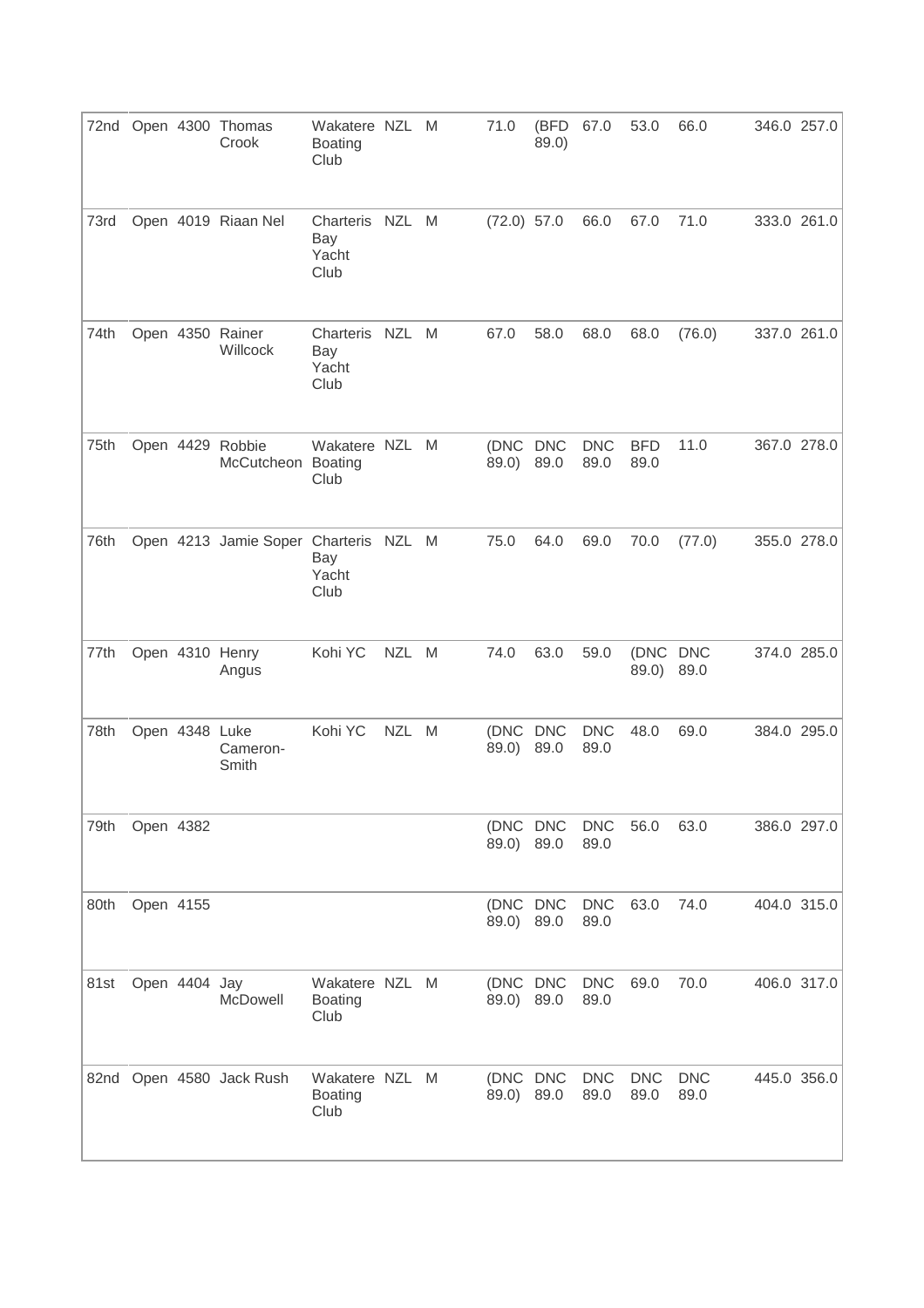| 72nd | Open | 4300 | Thomas Crook | Wakatere Boating Club | NZL | M | 71.0 | (BFD 89.0) | 67.0 | 53.0 | 66.0 | 346.0 | 257.0 |
|---|---|---|---|---|---|---|---|---|---|---|---|---|---|
| 73rd | Open | 4019 | Riaan Nel | Charteris Bay Yacht Club | NZL | M | (72.0) | 57.0 | 66.0 | 67.0 | 71.0 | 333.0 | 261.0 |
| 74th | Open | 4350 | Rainer Willcock | Charteris Bay Yacht Club | NZL | M | 67.0 | 58.0 | 68.0 | 68.0 | (76.0) | 337.0 | 261.0 |
| 75th | Open | 4429 | Robbie McCutcheon | Wakatere Boating Club | NZL | M | (DNC 89.0) | DNC 89.0 | DNC 89.0 | BFD 89.0 | 11.0 | 367.0 | 278.0 |
| 76th | Open | 4213 | Jamie Soper | Charteris Bay Yacht Club | NZL | M | 75.0 | 64.0 | 69.0 | 70.0 | (77.0) | 355.0 | 278.0 |
| 77th | Open | 4310 | Henry Angus | Kohi YC | NZL | M | 74.0 | 63.0 | 59.0 | (DNC 89.0) | DNC 89.0 | 374.0 | 285.0 |
| 78th | Open | 4348 | Luke Cameron-Smith | Kohi YC | NZL | M | (DNC 89.0) | DNC 89.0 | DNC 89.0 | 48.0 | 69.0 | 384.0 | 295.0 |
| 79th | Open | 4382 | | | | | (DNC 89.0) | DNC 89.0 | DNC 89.0 | 56.0 | 63.0 | 386.0 | 297.0 |
| 80th | Open | 4155 | | | | | (DNC 89.0) | DNC 89.0 | DNC 89.0 | 63.0 | 74.0 | 404.0 | 315.0 |
| 81st | Open | 4404 | Jay McDowell | Wakatere Boating Club | NZL | M | (DNC 89.0) | DNC 89.0 | DNC 89.0 | 69.0 | 70.0 | 406.0 | 317.0 |
| 82nd | Open | 4580 | Jack Rush | Wakatere Boating Club | NZL | M | (DNC 89.0) | DNC 89.0 | DNC 89.0 | DNC 89.0 | DNC 89.0 | 445.0 | 356.0 |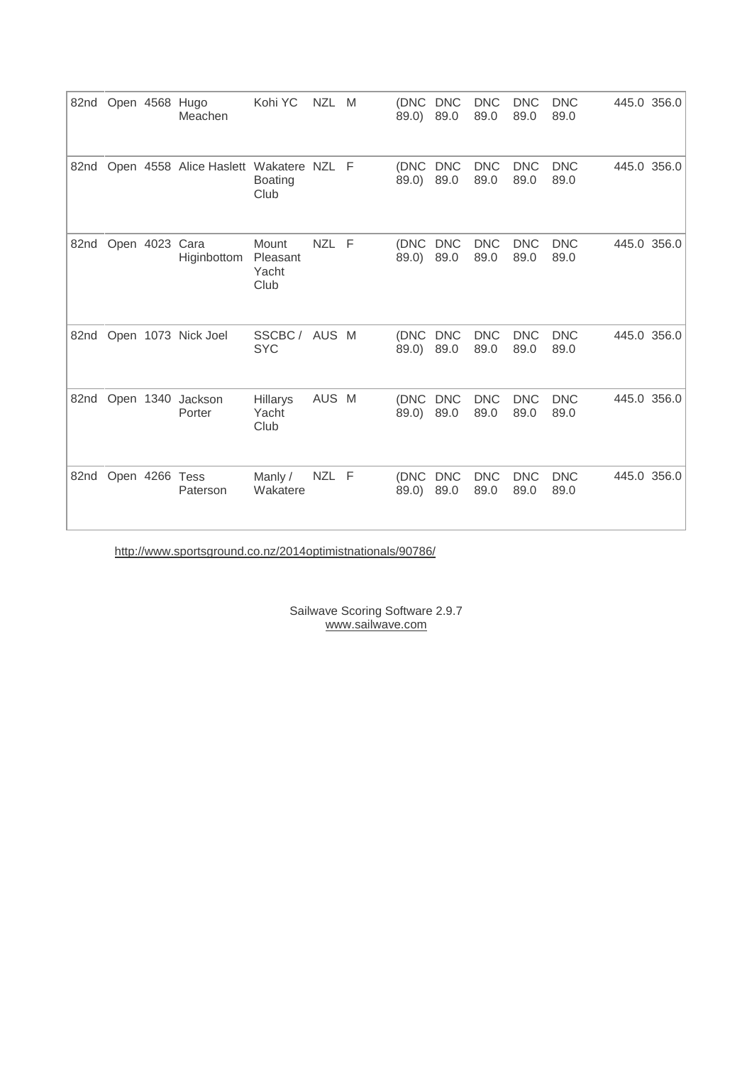| | | | | | | | | | | | | | | |
|---|---|---|---|---|---|---|---|---|---|---|---|---|---|---|
| 82nd | Open | 4568 | Hugo Meachen | Kohi YC | NZL | M | (DNC 89.0) | DNC 89.0 | DNC 89.0 | DNC 89.0 | DNC 89.0 | | 445.0 | 356.0 |
| 82nd | Open | 4558 | Alice Haslett | Wakatere Boating Club | NZL | F | (DNC 89.0) | DNC 89.0 | DNC 89.0 | DNC 89.0 | DNC 89.0 | | 445.0 | 356.0 |
| 82nd | Open | 4023 | Cara Higinbottom | Mount Pleasant Yacht Club | NZL | F | (DNC 89.0) | DNC 89.0 | DNC 89.0 | DNC 89.0 | DNC 89.0 | | 445.0 | 356.0 |
| 82nd | Open | 1073 | Nick Joel | SSCBC / SYC | AUS | M | (DNC 89.0) | DNC 89.0 | DNC 89.0 | DNC 89.0 | DNC 89.0 | | 445.0 | 356.0 |
| 82nd | Open | 1340 | Jackson Porter | Hillarys Yacht Club | AUS | M | (DNC 89.0) | DNC 89.0 | DNC 89.0 | DNC 89.0 | DNC 89.0 | | 445.0 | 356.0 |
| 82nd | Open | 4266 | Tess Paterson | Manly / Wakatere | NZL | F | (DNC 89.0) | DNC 89.0 | DNC 89.0 | DNC 89.0 | DNC 89.0 | | 445.0 | 356.0 |

http://www.sportsground.co.nz/2014optimistnationals/90786/

Sailwave Scoring Software 2.9.7
www.sailwave.com